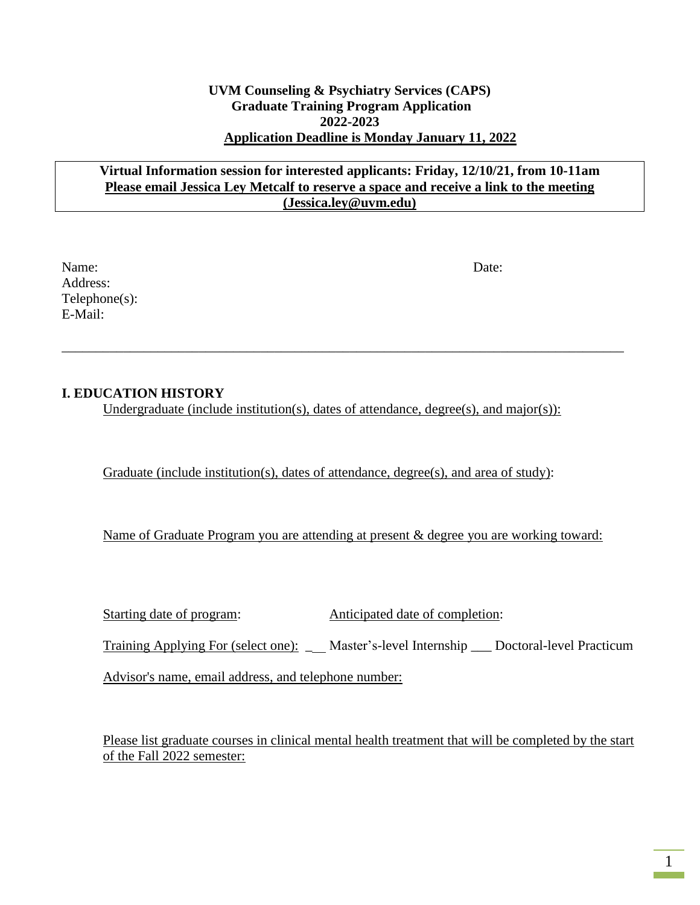**UVM Counseling & Psychiatry Services (CAPS)**
**Graduate Training Program Application**
**2022-2023**
**Application Deadline is Monday January 11, 2022**

**Virtual Information session for interested applicants: Friday, 12/10/21, from 10-11am**
**Please email Jessica Ley Metcalf to reserve a space and receive a link to the meeting (Jessica.ley@uvm.edu)**

Name: Date:
Address:
Telephone(s):
E-Mail:

---

## I. EDUCATION HISTORY

Undergraduate (include institution(s), dates of attendance, degree(s), and major(s)):

Graduate (include institution(s), dates of attendance, degree(s), and area of study):

Name of Graduate Program you are attending at present & degree you are working toward:

Starting date of program: Anticipated date of completion:

Training Applying For (select one): ___ Master's-level Internship ___ Doctoral-level Practicum

Advisor's name, email address, and telephone number:

Please list graduate courses in clinical mental health treatment that will be completed by the start of the Fall 2022 semester: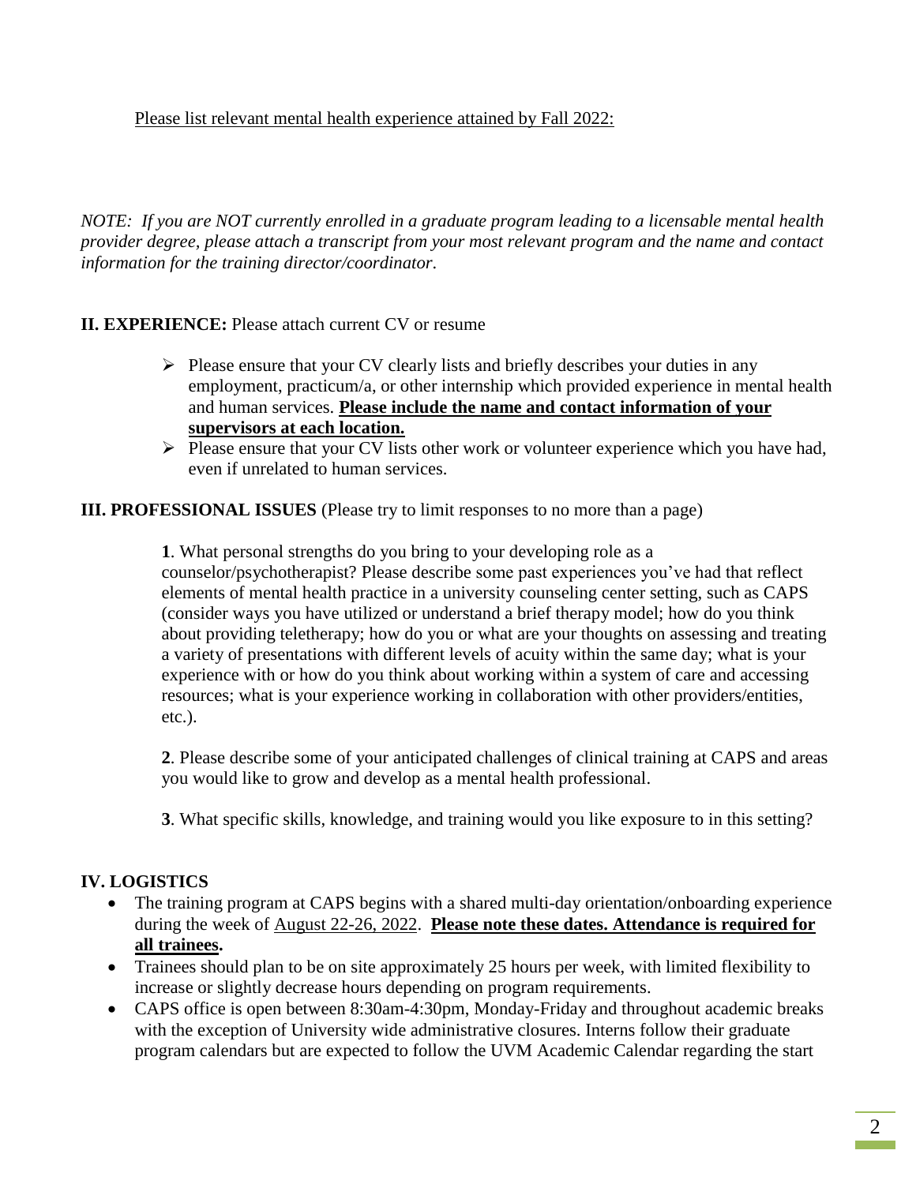Please list relevant mental health experience attained by Fall 2022:

*NOTE: If you are NOT currently enrolled in a graduate program leading to a licensable mental health provider degree, please attach a transcript from your most relevant program and the name and contact information for the training director/coordinator.*

**II. EXPERIENCE:** Please attach current CV or resume

- Please ensure that your CV clearly lists and briefly describes your duties in any employment, practicum/a, or other internship which provided experience in mental health and human services. **Please include the name and contact information of your supervisors at each location.**
- Please ensure that your CV lists other work or volunteer experience which you have had, even if unrelated to human services.

**III. PROFESSIONAL ISSUES** (Please try to limit responses to no more than a page)

**1**. What personal strengths do you bring to your developing role as a counselor/psychotherapist? Please describe some past experiences you've had that reflect elements of mental health practice in a university counseling center setting, such as CAPS (consider ways you have utilized or understand a brief therapy model; how do you think about providing teletherapy; how do you or what are your thoughts on assessing and treating a variety of presentations with different levels of acuity within the same day; what is your experience with or how do you think about working within a system of care and accessing resources; what is your experience working in collaboration with other providers/entities, etc.).

**2**. Please describe some of your anticipated challenges of clinical training at CAPS and areas you would like to grow and develop as a mental health professional.

**3**. What specific skills, knowledge, and training would you like exposure to in this setting?

**IV. LOGISTICS**

- The training program at CAPS begins with a shared multi-day orientation/onboarding experience during the week of August 22-26, 2022. **Please note these dates. Attendance is required for all trainees.**
- Trainees should plan to be on site approximately 25 hours per week, with limited flexibility to increase or slightly decrease hours depending on program requirements.
- CAPS office is open between 8:30am-4:30pm, Monday-Friday and throughout academic breaks with the exception of University wide administrative closures. Interns follow their graduate program calendars but are expected to follow the UVM Academic Calendar regarding the start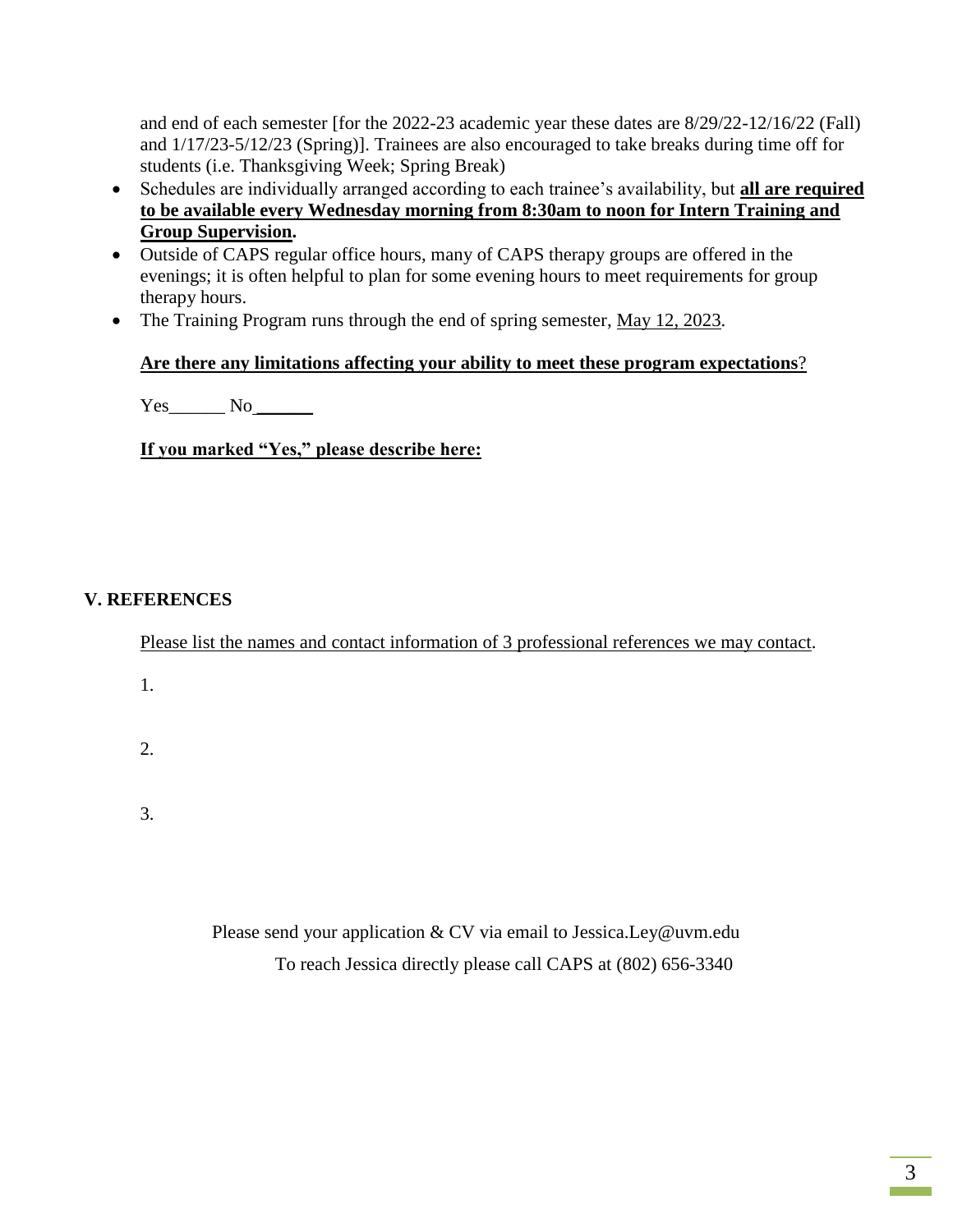and end of each semester [for the 2022-23 academic year these dates are 8/29/22-12/16/22 (Fall) and 1/17/23-5/12/23 (Spring)]. Trainees are also encouraged to take breaks during time off for students (i.e. Thanksgiving Week; Spring Break)

- Schedules are individually arranged according to each trainee's availability, but **all are required to be available every Wednesday morning from 8:30am to noon for Intern Training and Group Supervision.**
- Outside of CAPS regular office hours, many of CAPS therapy groups are offered in the evenings; it is often helpful to plan for some evening hours to meet requirements for group therapy hours.
- The Training Program runs through the end of spring semester, May 12, 2023.

**Are there any limitations affecting your ability to meet these program expectations**?

Yes______ No______

**If you marked "Yes," please describe here:**

## V. REFERENCES

Please list the names and contact information of 3 professional references we may contact.

1.

2.

3.

Please send your application & CV via email to Jessica.Ley@uvm.edu

To reach Jessica directly please call CAPS at (802) 656-3340